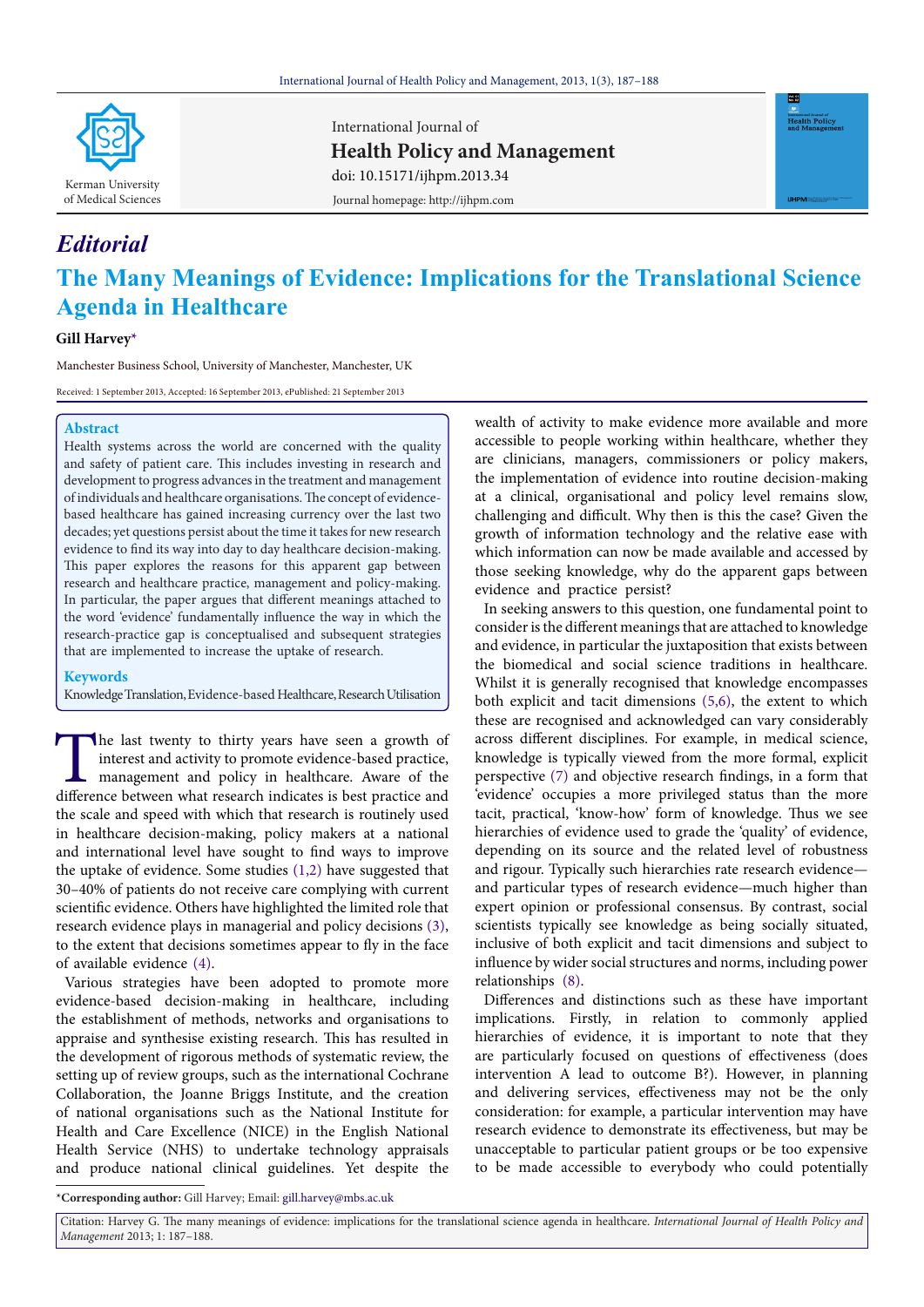International Journal of
**Health Policy and Management**
doi: 10.15171/ijhpm.2013.34
Journal homepage: http://ijhpm.com

*Editorial*

# The Many Meanings of Evidence: Implications for the Translational Science Agenda in Healthcare

**Gill Harvey***

Manchester Business School, University of Manchester, Manchester, UK

Received: 1 September 2013, Accepted: 16 September 2013, ePublished: 21 September 2013

## Abstract

Health systems across the world are concerned with the quality and safety of patient care. This includes investing in research and development to progress advances in the treatment and management of individuals and healthcare organisations. The concept of evidence-based healthcare has gained increasing currency over the last two decades; yet questions persist about the time it takes for new research evidence to find its way into day to day healthcare decision-making. This paper explores the reasons for this apparent gap between research and healthcare practice, management and policy-making. In particular, the paper argues that different meanings attached to the word 'evidence' fundamentally influence the way in which the research-practice gap is conceptualised and subsequent strategies that are implemented to increase the uptake of research.

## Keywords

Knowledge Translation, Evidence-based Healthcare, Research Utilisation

The last twenty to thirty years have seen a growth of interest and activity to promote evidence-based practice, management and policy in healthcare. Aware of the difference between what research indicates is best practice and the scale and speed with which that research is routinely used in healthcare decision-making, policy makers at a national and international level have sought to find ways to improve the uptake of evidence. Some studies (1,2) have suggested that 30–40% of patients do not receive care complying with current scientific evidence. Others have highlighted the limited role that research evidence plays in managerial and policy decisions (3), to the extent that decisions sometimes appear to fly in the face of available evidence (4).

Various strategies have been adopted to promote more evidence-based decision-making in healthcare, including the establishment of methods, networks and organisations to appraise and synthesise existing research. This has resulted in the development of rigorous methods of systematic review, the setting up of review groups, such as the international Cochrane Collaboration, the Joanne Briggs Institute, and the creation of national organisations such as the National Institute for Health and Care Excellence (NICE) in the English National Health Service (NHS) to undertake technology appraisals and produce national clinical guidelines. Yet despite the wealth of activity to make evidence more available and more accessible to people working within healthcare, whether they are clinicians, managers, commissioners or policy makers, the implementation of evidence into routine decision-making at a clinical, organisational and policy level remains slow, challenging and difficult. Why then is this the case? Given the growth of information technology and the relative ease with which information can now be made available and accessed by those seeking knowledge, why do the apparent gaps between evidence and practice persist?

In seeking answers to this question, one fundamental point to consider is the different meanings that are attached to knowledge and evidence, in particular the juxtaposition that exists between the biomedical and social science traditions in healthcare. Whilst it is generally recognised that knowledge encompasses both explicit and tacit dimensions (5,6), the extent to which these are recognised and acknowledged can vary considerably across different disciplines. For example, in medical science, knowledge is typically viewed from the more formal, explicit perspective (7) and objective research findings, in a form that 'evidence' occupies a more privileged status than the more tacit, practical, 'know-how' form of knowledge. Thus we see hierarchies of evidence used to grade the 'quality' of evidence, depending on its source and the related level of robustness and rigour. Typically such hierarchies rate research evidence—and particular types of research evidence—much higher than expert opinion or professional consensus. By contrast, social scientists typically see knowledge as being socially situated, inclusive of both explicit and tacit dimensions and subject to influence by wider social structures and norms, including power relationships (8).

Differences and distinctions such as these have important implications. Firstly, in relation to commonly applied hierarchies of evidence, it is important to note that they are particularly focused on questions of effectiveness (does intervention A lead to outcome B?). However, in planning and delivering services, effectiveness may not be the only consideration: for example, a particular intervention may have research evidence to demonstrate its effectiveness, but may be unacceptable to particular patient groups or be too expensive to be made accessible to everybody who could potentially

*Corresponding author: Gill Harvey; Email: gill.harvey@mbs.ac.uk

Citation: Harvey G. The many meanings of evidence: implications for the translational science agenda in healthcare. *International Journal of Health Policy and Management* 2013; 1: 187–188.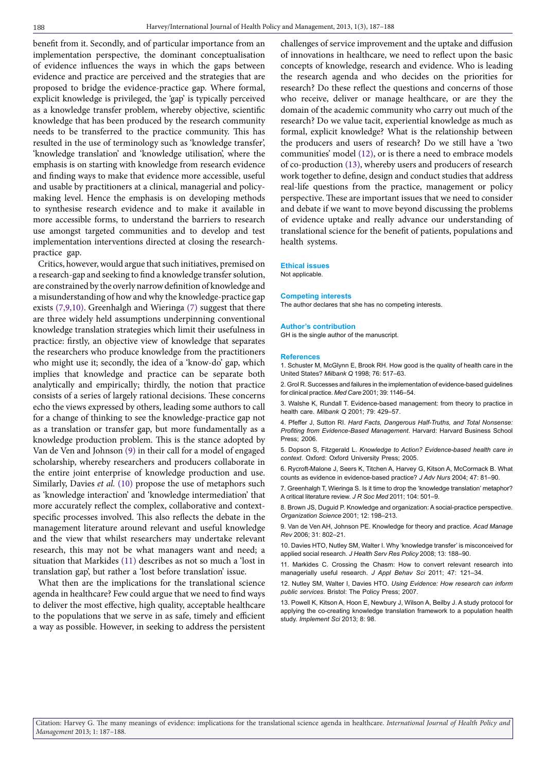benefit from it. Secondly, and of particular importance from an implementation perspective, the dominant conceptualisation of evidence influences the ways in which the gaps between evidence and practice are perceived and the strategies that are proposed to bridge the evidence-practice gap. Where formal, explicit knowledge is privileged, the 'gap' is typically perceived as a knowledge transfer problem, whereby objective, scientific knowledge that has been produced by the research community needs to be transferred to the practice community. This has resulted in the use of terminology such as 'knowledge transfer', 'knowledge translation' and 'knowledge utilisation', where the emphasis is on starting with knowledge from research evidence and finding ways to make that evidence more accessible, useful and usable by practitioners at a clinical, managerial and policy-making level. Hence the emphasis is on developing methods to synthesise research evidence and to make it available in more accessible forms, to understand the barriers to research use amongst targeted communities and to develop and test implementation interventions directed at closing the research-practice gap.

Critics, however, would argue that such initiatives, premised on a research-gap and seeking to find a knowledge transfer solution, are constrained by the overly narrow definition of knowledge and a misunderstanding of how and why the knowledge-practice gap exists (7,9,10). Greenhalgh and Wieringa (7) suggest that there are three widely held assumptions underpinning conventional knowledge translation strategies which limit their usefulness in practice: firstly, an objective view of knowledge that separates the researchers who produce knowledge from the practitioners who might use it; secondly, the idea of a 'know-do' gap, which implies that knowledge and practice can be separate analytically and empirically; thirdly, the notion that practice consists of a series of largely rational decisions. These concerns echo the views expressed by others, leading some authors to call for a change of thinking to see the knowledge-practice gap not as a translation or transfer gap, but more fundamentally as a knowledge production problem. This is the stance adopted by Van de Ven and Johnson (9) in their call for a model of engaged scholarship, whereby researchers and producers collaborate in the entire joint enterprise of knowledge production and use. Similarly, Davies *et al.* (10) propose the use of metaphors such as 'knowledge interaction' and 'knowledge intermediation' that more accurately reflect the complex, collaborative and context-specific processes involved. This also reflects the debate in the management literature around relevant and useful knowledge and the view that whilst researchers may undertake relevant research, this may not be what managers want and need; a situation that Markides (11) describes as not so much a 'lost in translation gap', but rather a 'lost before translation' issue.

What then are the implications for the translational science agenda in healthcare? Few could argue that we need to find ways to deliver the most effective, high quality, acceptable healthcare to the populations that we serve in as safe, timely and efficient a way as possible. However, in seeking to address the persistent challenges of service improvement and the uptake and diffusion of innovations in healthcare, we need to reflect upon the basic concepts of knowledge, research and evidence. Who is leading the research agenda and who decides on the priorities for research? Do these reflect the questions and concerns of those who receive, deliver or manage healthcare, or are they the domain of the academic community who carry out much of the research? Do we value tacit, experiential knowledge as much as formal, explicit knowledge? What is the relationship between the producers and users of research? Do we still have a 'two communities' model (12), or is there a need to embrace models of co-production (13), whereby users and producers of research work together to define, design and conduct studies that address real-life questions from the practice, management or policy perspective. These are important issues that we need to consider and debate if we want to move beyond discussing the problems of evidence uptake and really advance our understanding of translational science for the benefit of patients, populations and health systems.

### Ethical issues

Not applicable.

### Competing interests

The author declares that she has no competing interests.

### Author's contribution

GH is the single author of the manuscript.

### References

1. Schuster M, McGlynn E, Brook RH. How good is the quality of health care in the United States? *Milbank Q* 1998; 76: 517–63.
2. Grol R. Successes and failures in the implementation of evidence-based guidelines for clinical practice. *Med Care* 2001; 39: 1146–54.
3. Walshe K, Rundall T. Evidence-based management: from theory to practice in health care. *Milbank Q* 2001; 79: 429–57.
4. Pfeffer J, Sutton RI. *Hard Facts, Dangerous Half-Truths, and Total Nonsense: Profiting from Evidence-Based Management*. Harvard: Harvard Business School Press; 2006.
5. Dopson S, Fitzgerald L. *Knowledge to Action? Evidence-based health care in context*. Oxford: Oxford University Press; 2005.
6. Rycroft-Malone J, Seers K, Titchen A, Harvey G, Kitson A, McCormack B. What counts as evidence in evidence-based practice? *J Adv Nurs* 2004; 47: 81–90.
7. Greenhalgh T, Wieringa S. Is it time to drop the 'knowledge translation' metaphor? A critical literature review. *J R Soc Med* 2011; 104: 501–9.
8. Brown JS, Duguid P. Knowledge and organization: A social-practice perspective. *Organization Science* 2001; 12: 198–213.
9. Van de Ven AH, Johnson PE. Knowledge for theory and practice. *Acad Manage Rev* 2006; 31: 802–21.
10. Davies HTO, Nutley SM, Walter I. Why 'knowledge transfer' is misconceived for applied social research. *J Health Serv Res Policy* 2008; 13: 188–90.
11. Markides C. Crossing the Chasm: How to convert relevant research into managerially useful research. *J Appl Behav Sci* 2011; 47: 121–34.
12. Nutley SM, Walter I, Davies HTO. *Using Evidence: How research can inform public services*. Bristol: The Policy Press; 2007.
13. Powell K, Kitson A, Hoon E, Newbury J, Wilson A, Beilby J. A study protocol for applying the co-creating knowledge translation framework to a population health study. *Implement Sci* 2013; 8: 98.

Citation: Harvey G. The many meanings of evidence: implications for the translational science agenda in healthcare. *International Journal of Health Policy and Management* 2013; 1: 187–188.